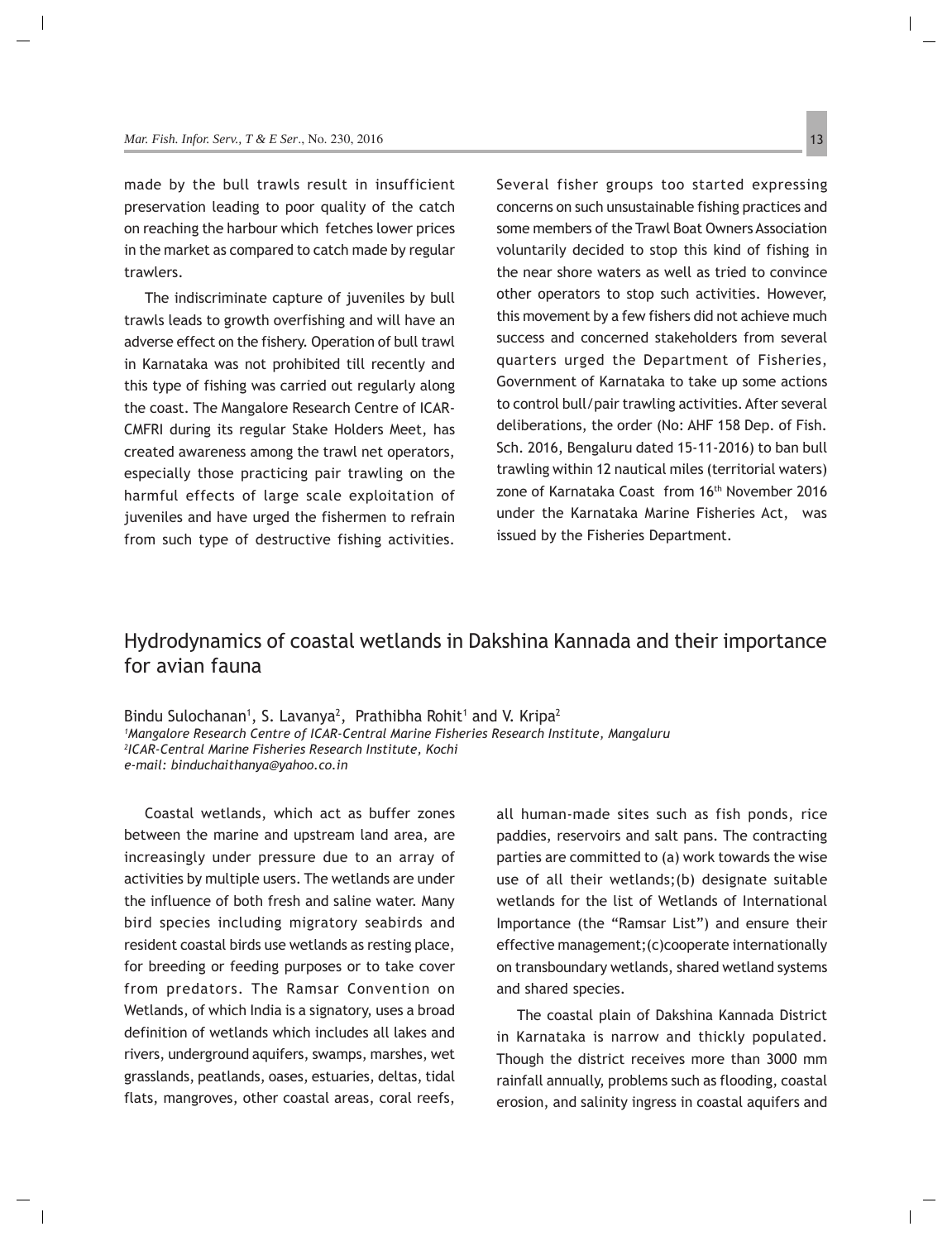made by the bull trawls result in insufficient preservation leading to poor quality of the catch on reaching the harbour which fetches lower prices in the market as compared to catch made by regular trawlers.

The indiscriminate capture of juveniles by bull trawls leads to growth overfishing and will have an adverse effect on the fishery. Operation of bull trawl in Karnataka was not prohibited till recently and this type of fishing was carried out regularly along the coast. The Mangalore Research Centre of ICAR-CMFRI during its regular Stake Holders Meet, has created awareness among the trawl net operators, especially those practicing pair trawling on the harmful effects of large scale exploitation of juveniles and have urged the fishermen to refrain from such type of destructive fishing activities. Several fisher groups too started expressing concerns on such unsustainable fishing practices and some members of the Trawl Boat Owners Association voluntarily decided to stop this kind of fishing in the near shore waters as well as tried to convince other operators to stop such activities. However, this movement by a few fishers did not achieve much success and concerned stakeholders from several quarters urged the Department of Fisheries, Government of Karnataka to take up some actions to control bull/pair trawling activities. After several deliberations, the order (No: AHF 158 Dep. of Fish. Sch. 2016, Bengaluru dated 15-11-2016) to ban bull trawling within 12 nautical miles (territorial waters) zone of Karnataka Coast from 16th November 2016 under the Karnataka Marine Fisheries Act, was issued by the Fisheries Department.

# Hydrodynamics of coastal wetlands in Dakshina Kannada and their importance for avian fauna

Bindu Sulochanan[1], S. Lavanya[2], Prathibha Rohit[1] and V. Kripa[2]

*[1]Mangalore Research Centre of ICAR-Central Marine Fisheries Research Institute, Mangaluru*
*[2]ICAR-Central Marine Fisheries Research Institute, Kochi*
*e-mail: binduchaithanya@yahoo.co.in*

Coastal wetlands, which act as buffer zones between the marine and upstream land area, are increasingly under pressure due to an array of activities by multiple users. The wetlands are under the influence of both fresh and saline water. Many bird species including migratory seabirds and resident coastal birds use wetlands as resting place, for breeding or feeding purposes or to take cover from predators. The Ramsar Convention on Wetlands, of which India is a signatory, uses a broad definition of wetlands which includes all lakes and rivers, underground aquifers, swamps, marshes, wet grasslands, peatlands, oases, estuaries, deltas, tidal flats, mangroves, other coastal areas, coral reefs, all human-made sites such as fish ponds, rice paddies, reservoirs and salt pans. The contracting parties are committed to (a) work towards the wise use of all their wetlands;(b) designate suitable wetlands for the list of Wetlands of International Importance (the "Ramsar List") and ensure their effective management;(c)cooperate internationally on transboundary wetlands, shared wetland systems and shared species.

The coastal plain of Dakshina Kannada District in Karnataka is narrow and thickly populated. Though the district receives more than 3000 mm rainfall annually, problems such as flooding, coastal erosion, and salinity ingress in coastal aquifers and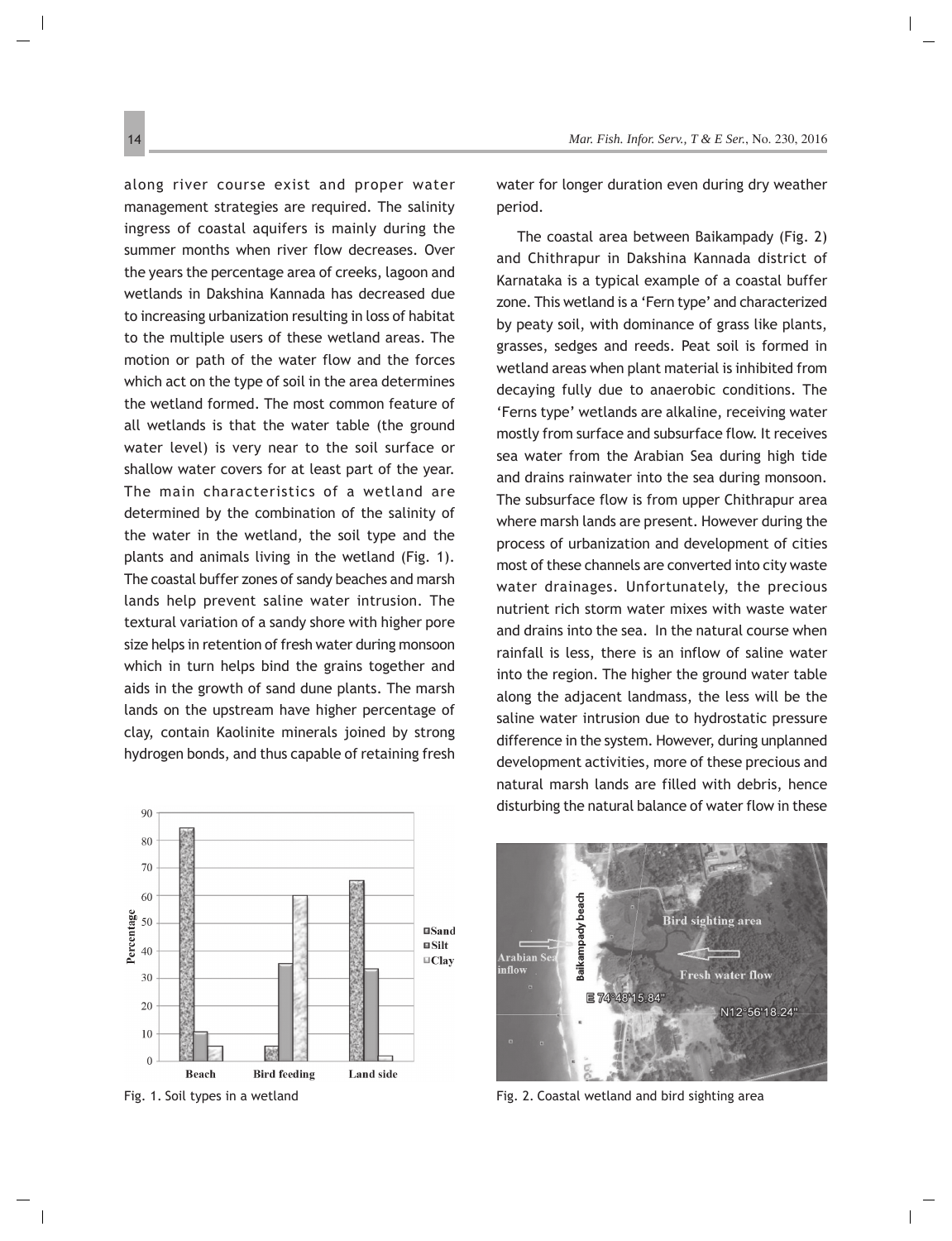along river course exist and proper water management strategies are required. The salinity ingress of coastal aquifers is mainly during the summer months when river flow decreases. Over the years the percentage area of creeks, lagoon and wetlands in Dakshina Kannada has decreased due to increasing urbanization resulting in loss of habitat to the multiple users of these wetland areas. The motion or path of the water flow and the forces which act on the type of soil in the area determines the wetland formed. The most common feature of all wetlands is that the water table (the ground water level) is very near to the soil surface or shallow water covers for at least part of the year. The main characteristics of a wetland are determined by the combination of the salinity of the water in the wetland, the soil type and the plants and animals living in the wetland (Fig. 1). The coastal buffer zones of sandy beaches and marsh lands help prevent saline water intrusion. The textural variation of a sandy shore with higher pore size helps in retention of fresh water during monsoon which in turn helps bind the grains together and aids in the growth of sand dune plants. The marsh lands on the upstream have higher percentage of clay, contain Kaolinite minerals joined by strong hydrogen bonds, and thus capable of retaining fresh water for longer duration even during dry weather period.

Fig. 1. Soil types in a wetland

The coastal area between Baikampady (Fig. 2) and Chithrapur in Dakshina Kannada district of Karnataka is a typical example of a coastal buffer zone. This wetland is a 'Fern type' and characterized by peaty soil, with dominance of grass like plants, grasses, sedges and reeds. Peat soil is formed in wetland areas when plant material is inhibited from decaying fully due to anaerobic conditions. The 'Ferns type' wetlands are alkaline, receiving water mostly from surface and subsurface flow. It receives sea water from the Arabian Sea during high tide and drains rainwater into the sea during monsoon. The subsurface flow is from upper Chithrapur area where marsh lands are present. However during the process of urbanization and development of cities most of these channels are converted into city waste water drainages. Unfortunately, the precious nutrient rich storm water mixes with waste water and drains into the sea. In the natural course when rainfall is less, there is an inflow of saline water into the region. The higher the ground water table along the adjacent landmass, the less will be the saline water intrusion due to hydrostatic pressure difference in the system. However, during unplanned development activities, more of these precious and natural marsh lands are filled with debris, hence disturbing the natural balance of water flow in these

Fig. 2. Coastal wetland and bird sighting area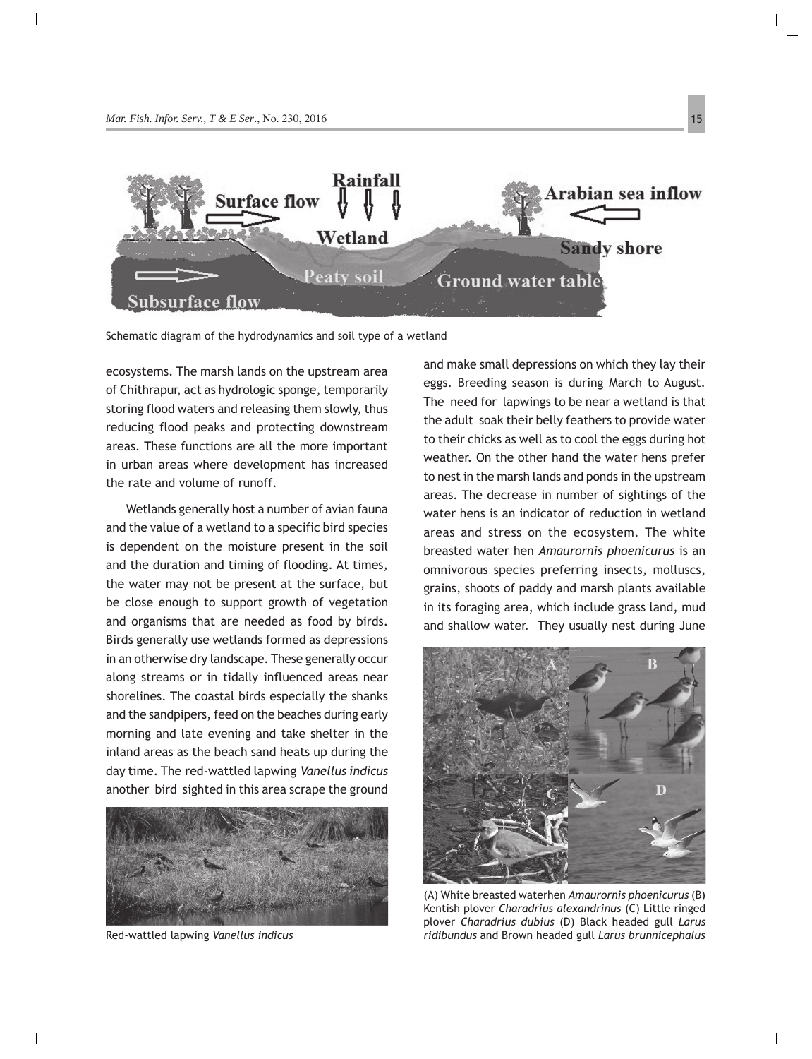Schematic diagram of the hydrodynamics and soil type of a wetland

ecosystems. The marsh lands on the upstream area of Chithrapur, act as hydrologic sponge, temporarily storing flood waters and releasing them slowly, thus reducing flood peaks and protecting downstream areas. These functions are all the more important in urban areas where development has increased the rate and volume of runoff.

Wetlands generally host a number of avian fauna and the value of a wetland to a specific bird species is dependent on the moisture present in the soil and the duration and timing of flooding. At times, the water may not be present at the surface, but be close enough to support growth of vegetation and organisms that are needed as food by birds. Birds generally use wetlands formed as depressions in an otherwise dry landscape. These generally occur along streams or in tidally influenced areas near shorelines. The coastal birds especially the shanks and the sandpipers, feed on the beaches during early morning and late evening and take shelter in the inland areas as the beach sand heats up during the day time. The red-wattled lapwing *Vanellus indicus* another bird sighted in this area scrape the ground and make small depressions on which they lay their eggs. Breeding season is during March to August. The need for lapwings to be near a wetland is that the adult soak their belly feathers to provide water to their chicks as well as to cool the eggs during hot weather. On the other hand the water hens prefer to nest in the marsh lands and ponds in the upstream areas. The decrease in number of sightings of the water hens is an indicator of reduction in wetland areas and stress on the ecosystem. The white breasted water hen *Amaurornis phoenicurus* is an omnivorous species preferring insects, molluscs, grains, shoots of paddy and marsh plants available in its foraging area, which include grass land, mud and shallow water. They usually nest during June

Red-wattled lapwing *Vanellus indicus*

(A) White breasted waterhen *Amaurornis phoenicurus* (B) Kentish plover *Charadrius alexandrinus* (C) Little ringed plover *Charadrius dubius* (D) Black headed gull *Larus ridibundus* and Brown headed gull *Larus brunnicephalus*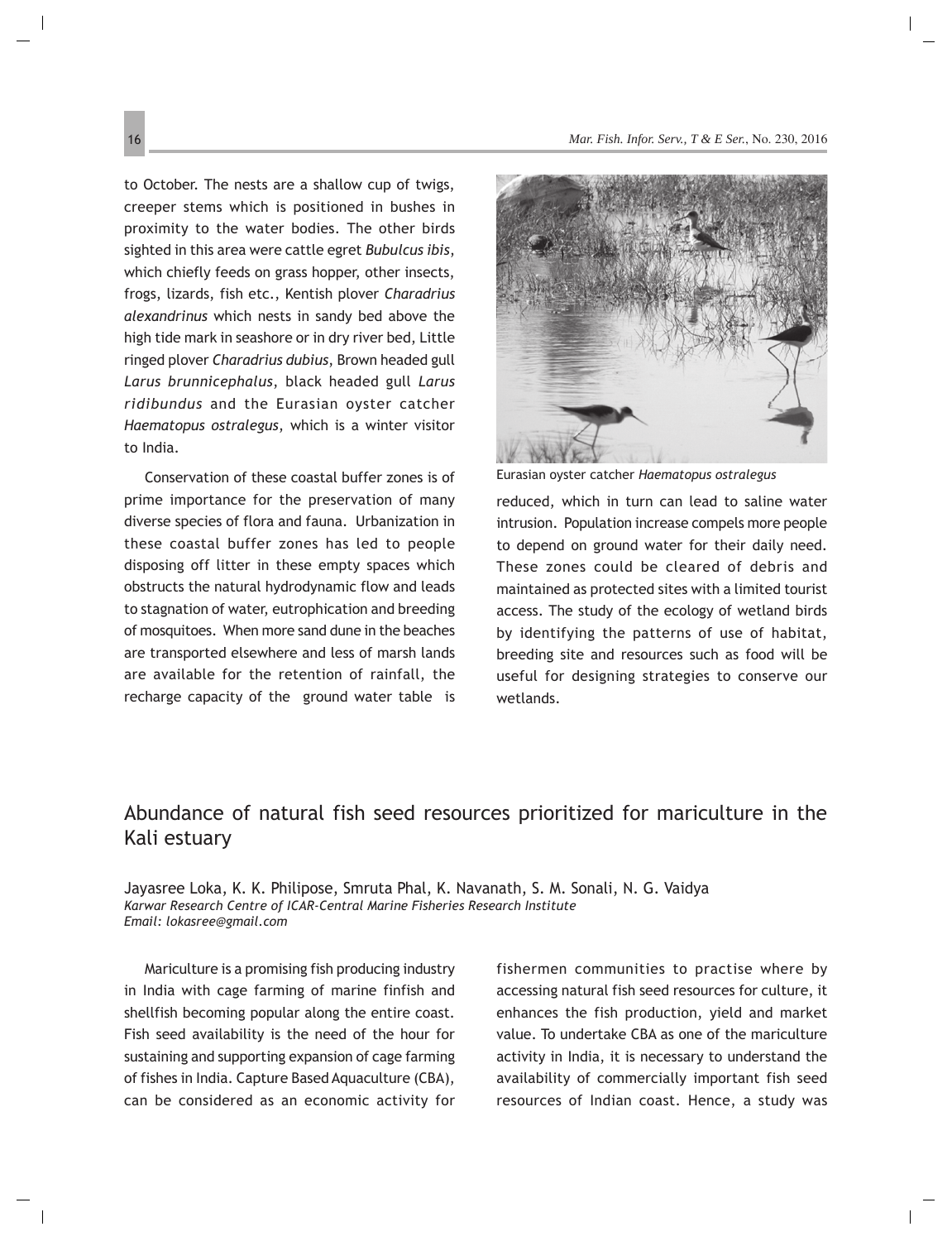to October. The nests are a shallow cup of twigs, creeper stems which is positioned in bushes in proximity to the water bodies. The other birds sighted in this area were cattle egret *Bubulcus ibis*, which chiefly feeds on grass hopper, other insects, frogs, lizards, fish etc., Kentish plover *Charadrius alexandrinus* which nests in sandy bed above the high tide mark in seashore or in dry river bed, Little ringed plover *Charadrius dubius*, Brown headed gull *Larus brunnicephalus*, black headed gull *Larus ridibundus* and the Eurasian oyster catcher *Haematopus ostralegus*, which is a winter visitor to India.

Conservation of these coastal buffer zones is of prime importance for the preservation of many diverse species of flora and fauna. Urbanization in these coastal buffer zones has led to people disposing off litter in these empty spaces which obstructs the natural hydrodynamic flow and leads to stagnation of water, eutrophication and breeding of mosquitoes. When more sand dune in the beaches are transported elsewhere and less of marsh lands are available for the retention of rainfall, the recharge capacity of the ground water table is reduced, which in turn can lead to saline water intrusion. Population increase compels more people to depend on ground water for their daily need. These zones could be cleared of debris and maintained as protected sites with a limited tourist access. The study of the ecology of wetland birds by identifying the patterns of use of habitat, breeding site and resources such as food will be useful for designing strategies to conserve our wetlands.

Eurasian oyster catcher *Haematopus ostralegus*

## Abundance of natural fish seed resources prioritized for mariculture in the Kali estuary

Jayasree Loka, K. K. Philipose, Smruta Phal, K. Navanath, S. M. Sonali, N. G. Vaidya
*Karwar Research Centre of ICAR-Central Marine Fisheries Research Institute*
*Email: lokasree@gmail.com*

Mariculture is a promising fish producing industry in India with cage farming of marine finfish and shellfish becoming popular along the entire coast. Fish seed availability is the need of the hour for sustaining and supporting expansion of cage farming of fishes in India. Capture Based Aquaculture (CBA), can be considered as an economic activity for fishermen communities to practise where by accessing natural fish seed resources for culture, it enhances the fish production, yield and market value. To undertake CBA as one of the mariculture activity in India, it is necessary to understand the availability of commercially important fish seed resources of Indian coast. Hence, a study was